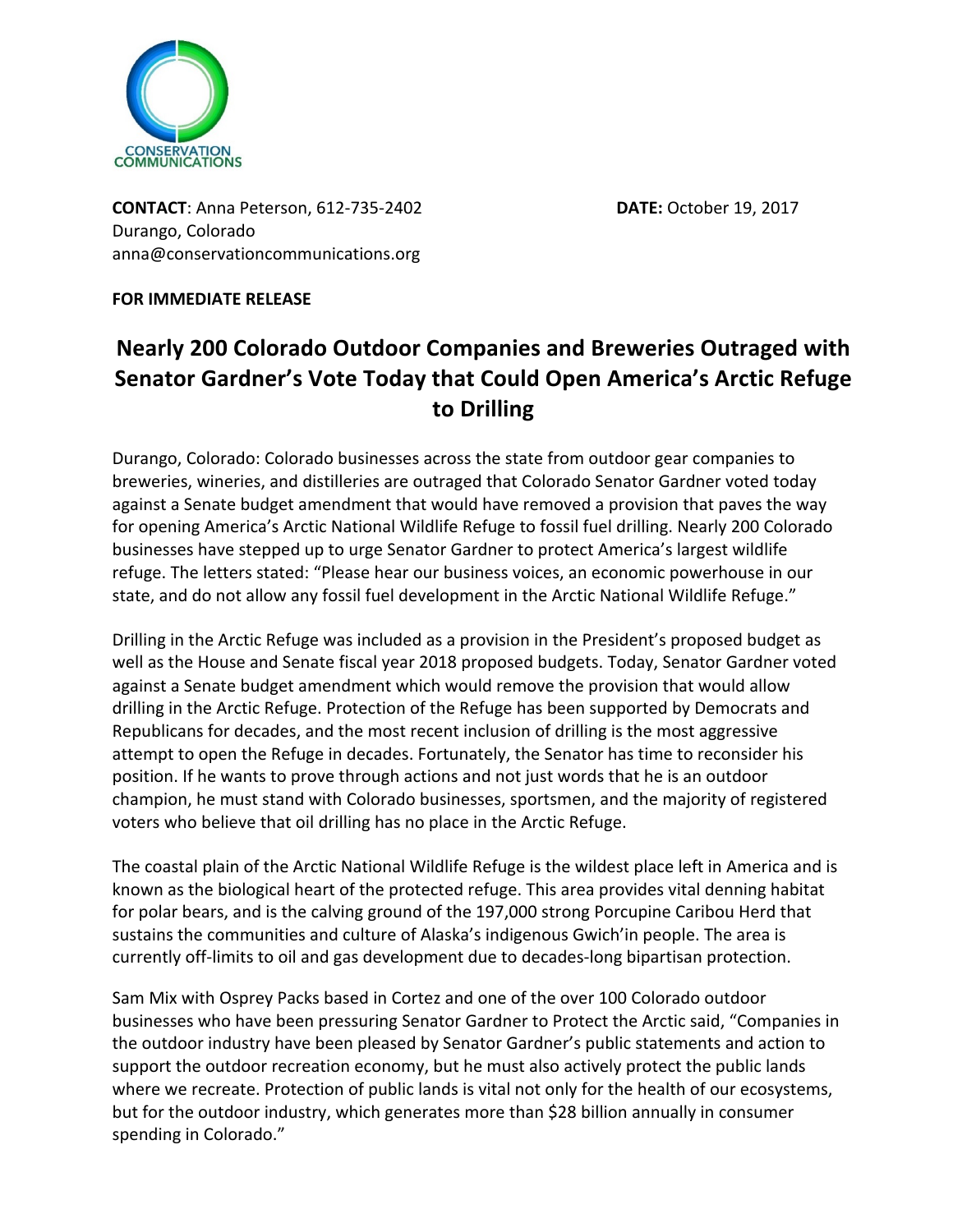CONSERVATION COMMUNICATIONS

**CONTACT**: Anna Peterson, 612-735-2402
Durango, Colorado
anna@conservationcommunications.org

**DATE:** October 19, 2017

**FOR IMMEDIATE RELEASE**

# Nearly 200 Colorado Outdoor Companies and Breweries Outraged with Senator Gardner's Vote Today that Could Open America's Arctic Refuge to Drilling

Durango, Colorado: Colorado businesses across the state from outdoor gear companies to breweries, wineries, and distilleries are outraged that Colorado Senator Gardner voted today against a Senate budget amendment that would have removed a provision that paves the way for opening America's Arctic National Wildlife Refuge to fossil fuel drilling. Nearly 200 Colorado businesses have stepped up to urge Senator Gardner to protect America's largest wildlife refuge. The letters stated: "Please hear our business voices, an economic powerhouse in our state, and do not allow any fossil fuel development in the Arctic National Wildlife Refuge."

Drilling in the Arctic Refuge was included as a provision in the President's proposed budget as well as the House and Senate fiscal year 2018 proposed budgets. Today, Senator Gardner voted against a Senate budget amendment which would remove the provision that would allow drilling in the Arctic Refuge. Protection of the Refuge has been supported by Democrats and Republicans for decades, and the most recent inclusion of drilling is the most aggressive attempt to open the Refuge in decades. Fortunately, the Senator has time to reconsider his position. If he wants to prove through actions and not just words that he is an outdoor champion, he must stand with Colorado businesses, sportsmen, and the majority of registered voters who believe that oil drilling has no place in the Arctic Refuge.

The coastal plain of the Arctic National Wildlife Refuge is the wildest place left in America and is known as the biological heart of the protected refuge. This area provides vital denning habitat for polar bears, and is the calving ground of the 197,000 strong Porcupine Caribou Herd that sustains the communities and culture of Alaska's indigenous Gwich'in people. The area is currently off-limits to oil and gas development due to decades-long bipartisan protection.

Sam Mix with Osprey Packs based in Cortez and one of the over 100 Colorado outdoor businesses who have been pressuring Senator Gardner to Protect the Arctic said, "Companies in the outdoor industry have been pleased by Senator Gardner's public statements and action to support the outdoor recreation economy, but he must also actively protect the public lands where we recreate. Protection of public lands is vital not only for the health of our ecosystems, but for the outdoor industry, which generates more than $28 billion annually in consumer spending in Colorado."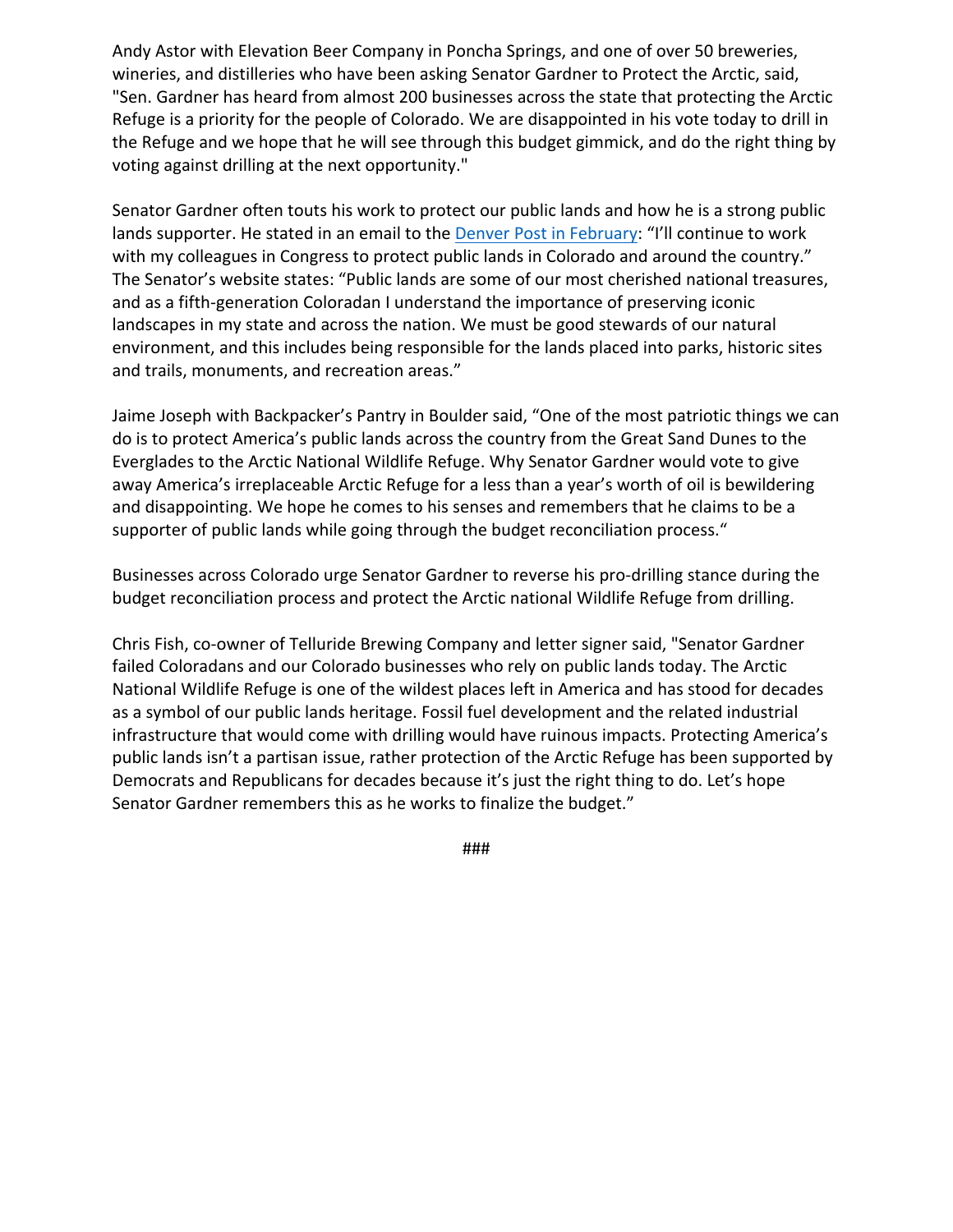Andy Astor with Elevation Beer Company in Poncha Springs, and one of over 50 breweries, wineries, and distilleries who have been asking Senator Gardner to Protect the Arctic, said, "Sen. Gardner has heard from almost 200 businesses across the state that protecting the Arctic Refuge is a priority for the people of Colorado. We are disappointed in his vote today to drill in the Refuge and we hope that he will see through this budget gimmick, and do the right thing by voting against drilling at the next opportunity."

Senator Gardner often touts his work to protect our public lands and how he is a strong public lands supporter. He stated in an email to the [Denver Post in February](): "I'll continue to work with my colleagues in Congress to protect public lands in Colorado and around the country." The Senator's website states: "Public lands are some of our most cherished national treasures, and as a fifth-generation Coloradan I understand the importance of preserving iconic landscapes in my state and across the nation. We must be good stewards of our natural environment, and this includes being responsible for the lands placed into parks, historic sites and trails, monuments, and recreation areas."

Jaime Joseph with Backpacker's Pantry in Boulder said, "One of the most patriotic things we can do is to protect America's public lands across the country from the Great Sand Dunes to the Everglades to the Arctic National Wildlife Refuge. Why Senator Gardner would vote to give away America's irreplaceable Arctic Refuge for a less than a year's worth of oil is bewildering and disappointing. We hope he comes to his senses and remembers that he claims to be a supporter of public lands while going through the budget reconciliation process."

Businesses across Colorado urge Senator Gardner to reverse his pro-drilling stance during the budget reconciliation process and protect the Arctic national Wildlife Refuge from drilling.

Chris Fish, co-owner of Telluride Brewing Company and letter signer said, "Senator Gardner failed Coloradans and our Colorado businesses who rely on public lands today. The Arctic National Wildlife Refuge is one of the wildest places left in America and has stood for decades as a symbol of our public lands heritage. Fossil fuel development and the related industrial infrastructure that would come with drilling would have ruinous impacts. Protecting America's public lands isn't a partisan issue, rather protection of the Arctic Refuge has been supported by Democrats and Republicans for decades because it's just the right thing to do. Let's hope Senator Gardner remembers this as he works to finalize the budget."

###